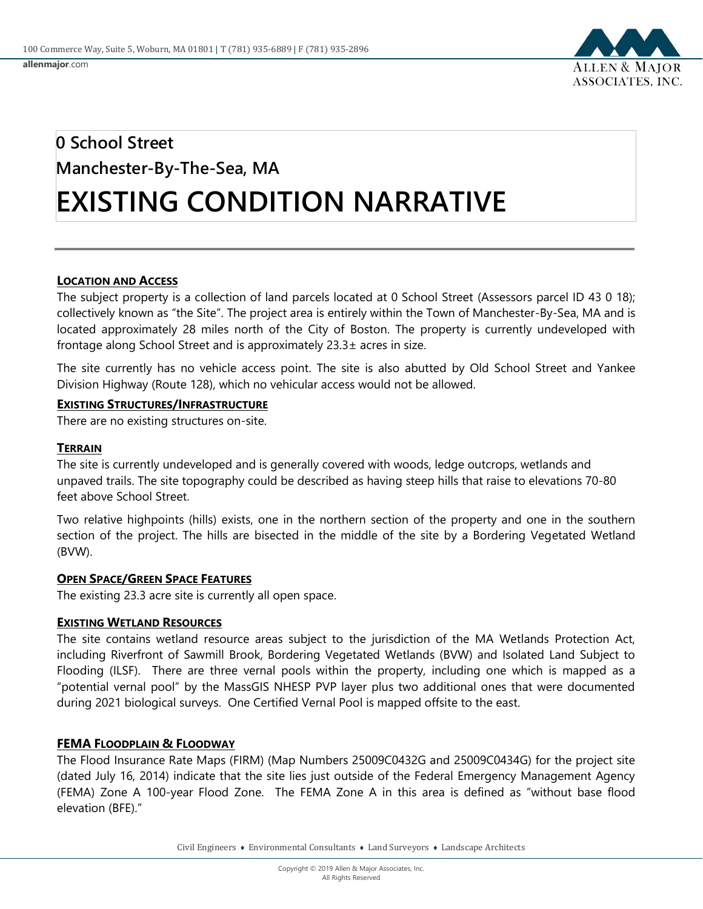# 0 School Street

# Manchester-By-The-Sea, MA

# EXISTING CONDITION NARRATIVE

## LOCATION AND ACCESS

The subject property is a collection of land parcels located at 0 School Street (Assessors parcel ID 43 0 18); collectively known as "the Site". The project area is entirely within the Town of Manchester-By-Sea, MA and is located approximately 28 miles north of the City of Boston. The property is currently undeveloped with frontage along School Street and is approximately 23.3± acres in size.

The site currently has no vehicle access point. The site is also abutted by Old School Street and Yankee Division Highway (Route 128), which no vehicular access would not be allowed.

## EXISTING STRUCTURES/INFRASTRUCTURE

There are no existing structures on-site.

## TERRAIN

The site is currently undeveloped and is generally covered with woods, ledge outcrops, wetlands and unpaved trails. The site topography could be described as having steep hills that raise to elevations 70-80 feet above School Street.

Two relative highpoints (hills) exists, one in the northern section of the property and one in the southern section of the project. The hills are bisected in the middle of the site by a Bordering Vegetated Wetland (BVW).

## OPEN SPACE/GREEN SPACE FEATURES

The existing 23.3 acre site is currently all open space.

## EXISTING WETLAND RESOURCES

The site contains wetland resource areas subject to the jurisdiction of the MA Wetlands Protection Act, including Riverfront of Sawmill Brook, Bordering Vegetated Wetlands (BVW) and Isolated Land Subject to Flooding (ILSF). There are three vernal pools within the property, including one which is mapped as a "potential vernal pool" by the MassGIS NHESP PVP layer plus two additional ones that were documented during 2021 biological surveys. One Certified Vernal Pool is mapped offsite to the east.

## FEMA FLOODPLAIN & FLOODWAY

The Flood Insurance Rate Maps (FIRM) (Map Numbers 25009C0432G and 25009C0434G) for the project site (dated July 16, 2014) indicate that the site lies just outside of the Federal Emergency Management Agency (FEMA) Zone A 100-year Flood Zone. The FEMA Zone A in this area is defined as "without base flood elevation (BFE)."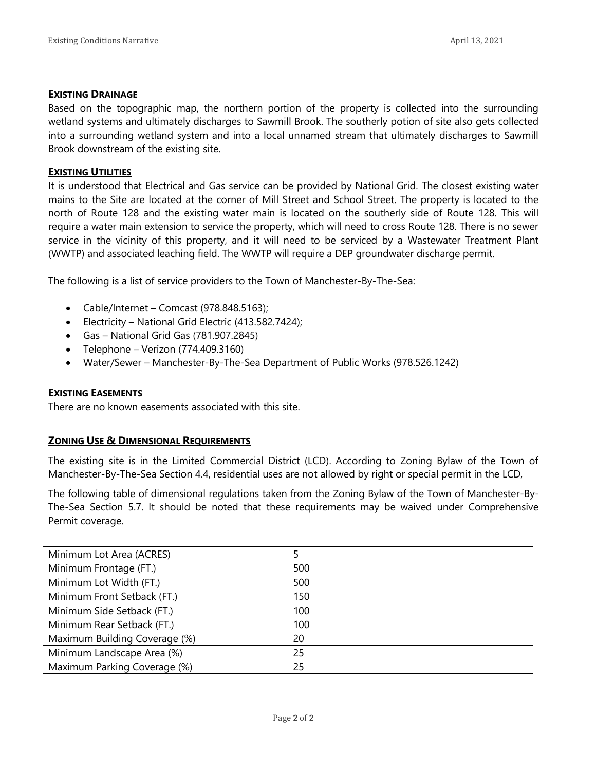## **EXISTING DRAINAGE**

Based on the topographic map, the northern portion of the property is collected into the surrounding wetland systems and ultimately discharges to Sawmill Brook. The southerly potion of site also gets collected into a surrounding wetland system and into a local unnamed stream that ultimately discharges to Sawmill Brook downstream of the existing site.

## **EXISTING UTILITIES**

It is understood that Electrical and Gas service can be provided by National Grid. The closest existing water mains to the Site are located at the corner of Mill Street and School Street. The property is located to the north of Route 128 and the existing water main is located on the southerly side of Route 128. This will require a water main extension to service the property, which will need to cross Route 128. There is no sewer service in the vicinity of this property, and it will need to be serviced by a Wastewater Treatment Plant (WWTP) and associated leaching field. The WWTP will require a DEP groundwater discharge permit.

The following is a list of service providers to the Town of Manchester-By-The-Sea:

- Cable/Internet – Comcast (978.848.5163);
- Electricity – National Grid Electric (413.582.7424);
- Gas – National Grid Gas (781.907.2845)
- Telephone – Verizon (774.409.3160)
- Water/Sewer – Manchester-By-The-Sea Department of Public Works (978.526.1242)

## **EXISTING EASEMENTS**

There are no known easements associated with this site.

## **ZONING USE & DIMENSIONAL REQUIREMENTS**

The existing site is in the Limited Commercial District (LCD). According to Zoning Bylaw of the Town of Manchester-By-The-Sea Section 4.4, residential uses are not allowed by right or special permit in the LCD,

The following table of dimensional regulations taken from the Zoning Bylaw of the Town of Manchester-By-The-Sea Section 5.7. It should be noted that these requirements may be waived under Comprehensive Permit coverage.

| | |
|---|---|
| Minimum Lot Area (ACRES) | 5 |
| Minimum Frontage (FT.) | 500 |
| Minimum Lot Width (FT.) | 500 |
| Minimum Front Setback (FT.) | 150 |
| Minimum Side Setback (FT.) | 100 |
| Minimum Rear Setback (FT.) | 100 |
| Maximum Building Coverage (%) | 20 |
| Minimum Landscape Area (%) | 25 |
| Maximum Parking Coverage (%) | 25 |